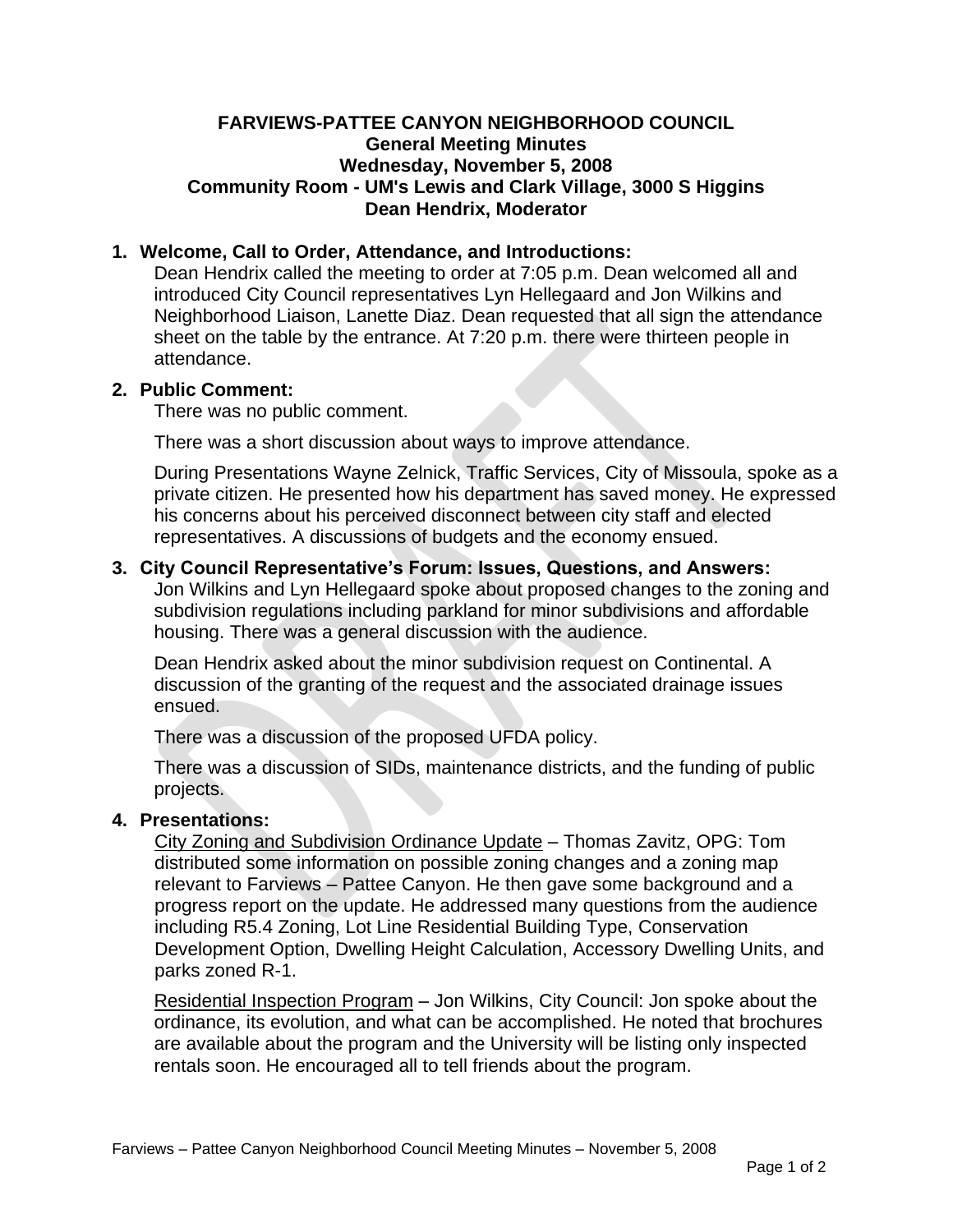# FARVIEWS-PATTEE CANYON NEIGHBORHOOD COUNCIL
## General Meeting Minutes
## Wednesday, November 5, 2008
## Community Room - UM's Lewis and Clark Village, 3000 S Higgins
## Dean Hendrix, Moderator

1. **Welcome, Call to Order, Attendance, and Introductions:**

   Dean Hendrix called the meeting to order at 7:05 p.m. Dean welcomed all and introduced City Council representatives Lyn Hellegaard and Jon Wilkins and Neighborhood Liaison, Lanette Diaz. Dean requested that all sign the attendance sheet on the table by the entrance. At 7:20 p.m. there were thirteen people in attendance.

2. **Public Comment:**

   There was no public comment.

   There was a short discussion about ways to improve attendance.

   During Presentations Wayne Zelnick, Traffic Services, City of Missoula, spoke as a private citizen. He presented how his department has saved money. He expressed his concerns about his perceived disconnect between city staff and elected representatives. A discussions of budgets and the economy ensued.

3. **City Council Representative's Forum: Issues, Questions, and Answers:**

   Jon Wilkins and Lyn Hellegaard spoke about proposed changes to the zoning and subdivision regulations including parkland for minor subdivisions and affordable housing. There was a general discussion with the audience.

   Dean Hendrix asked about the minor subdivision request on Continental. A discussion of the granting of the request and the associated drainage issues ensued.

   There was a discussion of the proposed UFDA policy.

   There was a discussion of SIDs, maintenance districts, and the funding of public projects.

4. **Presentations:**

   <u>City Zoning and Subdivision Ordinance Update</u> – Thomas Zavitz, OPG: Tom distributed some information on possible zoning changes and a zoning map relevant to Farviews – Pattee Canyon. He then gave some background and a progress report on the update. He addressed many questions from the audience including R5.4 Zoning, Lot Line Residential Building Type, Conservation Development Option, Dwelling Height Calculation, Accessory Dwelling Units, and parks zoned R-1.

   <u>Residential Inspection Program</u> – Jon Wilkins, City Council: Jon spoke about the ordinance, its evolution, and what can be accomplished. He noted that brochures are available about the program and the University will be listing only inspected rentals soon. He encouraged all to tell friends about the program.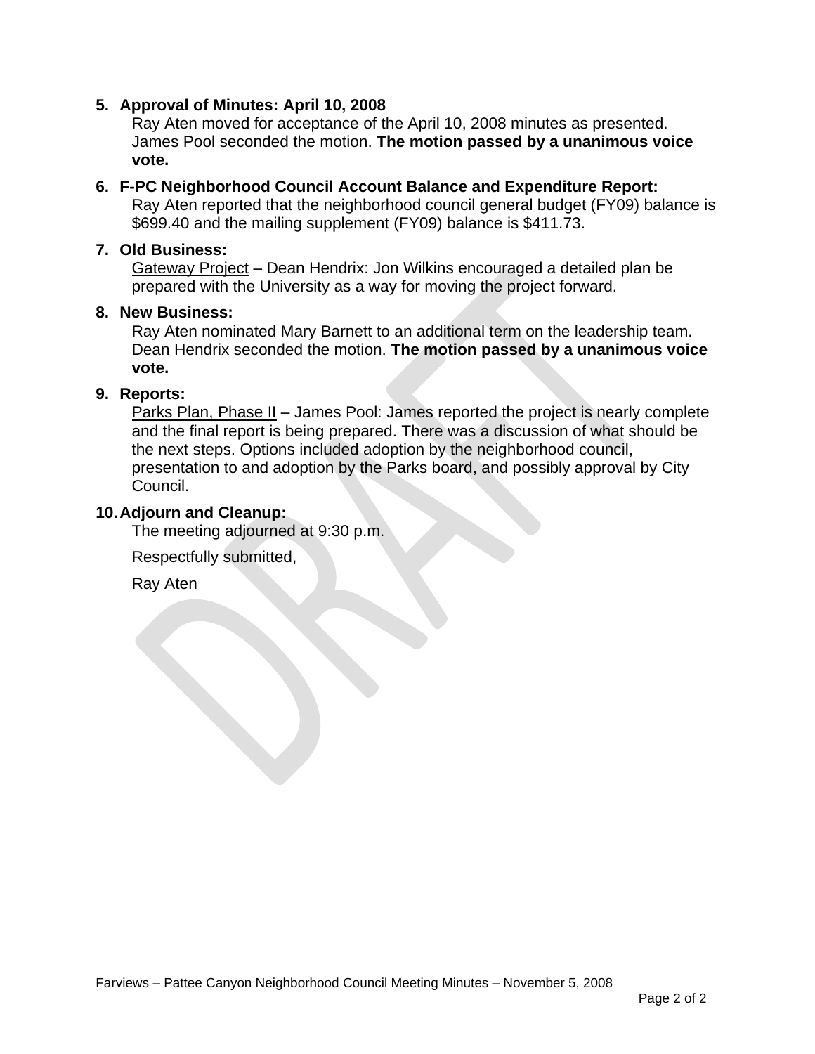5. **Approval of Minutes: April 10, 2008**
   Ray Aten moved for acceptance of the April 10, 2008 minutes as presented. James Pool seconded the motion. **The motion passed by a unanimous voice vote.**

6. **F-PC Neighborhood Council Account Balance and Expenditure Report:**
   Ray Aten reported that the neighborhood council general budget (FY09) balance is $699.40 and the mailing supplement (FY09) balance is $411.73.

7. **Old Business:**
   <u>Gateway Project</u> – Dean Hendrix: Jon Wilkins encouraged a detailed plan be prepared with the University as a way for moving the project forward.

8. **New Business:**
   Ray Aten nominated Mary Barnett to an additional term on the leadership team. Dean Hendrix seconded the motion. **The motion passed by a unanimous voice vote.**

9. **Reports:**
   <u>Parks Plan, Phase II</u> – James Pool: James reported the project is nearly complete and the final report is being prepared. There was a discussion of what should be the next steps. Options included adoption by the neighborhood council, presentation to and adoption by the Parks board, and possibly approval by City Council.

10. **Adjourn and Cleanup:**
    The meeting adjourned at 9:30 p.m.

    Respectfully submitted,

    Ray Aten